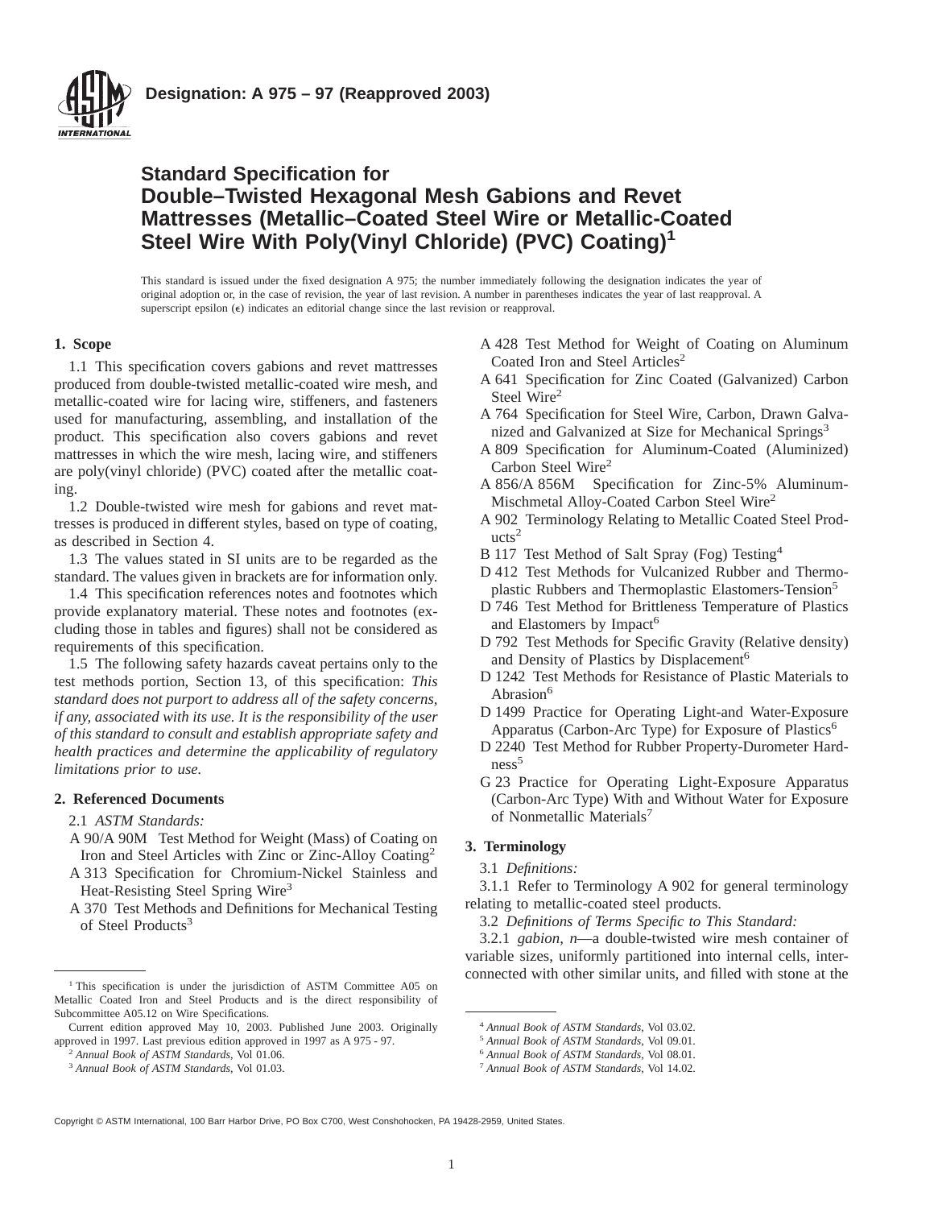Designation: A 975 – 97 (Reapproved 2003)

# Standard Specification for Double–Twisted Hexagonal Mesh Gabions and Revet Mattresses (Metallic–Coated Steel Wire or Metallic-Coated Steel Wire With Poly(Vinyl Chloride) (PVC) Coating)[1]

This standard is issued under the fixed designation A 975; the number immediately following the designation indicates the year of original adoption or, in the case of revision, the year of last revision. A number in parentheses indicates the year of last reapproval. A superscript epsilon (ε) indicates an editorial change since the last revision or reapproval.

## 1. Scope

1.1 This specification covers gabions and revet mattresses produced from double-twisted metallic-coated wire mesh, and metallic-coated wire for lacing wire, stiffeners, and fasteners used for manufacturing, assembling, and installation of the product. This specification also covers gabions and revet mattresses in which the wire mesh, lacing wire, and stiffeners are poly(vinyl chloride) (PVC) coated after the metallic coating.

1.2 Double-twisted wire mesh for gabions and revet mattresses is produced in different styles, based on type of coating, as described in Section 4.

1.3 The values stated in SI units are to be regarded as the standard. The values given in brackets are for information only.

1.4 This specification references notes and footnotes which provide explanatory material. These notes and footnotes (excluding those in tables and figures) shall not be considered as requirements of this specification.

1.5 The following safety hazards caveat pertains only to the test methods portion, Section 13, of this specification: *This standard does not purport to address all of the safety concerns, if any, associated with its use. It is the responsibility of the user of this standard to consult and establish appropriate safety and health practices and determine the applicability of regulatory limitations prior to use.*

## 2. Referenced Documents

2.1 *ASTM Standards:*

A 90/A 90M Test Method for Weight (Mass) of Coating on Iron and Steel Articles with Zinc or Zinc-Alloy Coating[2]

A 313 Specification for Chromium-Nickel Stainless and Heat-Resisting Steel Spring Wire[3]

A 370 Test Methods and Definitions for Mechanical Testing of Steel Products[3]

A 428 Test Method for Weight of Coating on Aluminum Coated Iron and Steel Articles[2]

A 641 Specification for Zinc Coated (Galvanized) Carbon Steel Wire[2]

A 764 Specification for Steel Wire, Carbon, Drawn Galvanized and Galvanized at Size for Mechanical Springs[3]

A 809 Specification for Aluminum-Coated (Aluminized) Carbon Steel Wire[2]

A 856/A 856M Specification for Zinc-5% Aluminum-Mischmetal Alloy-Coated Carbon Steel Wire[2]

A 902 Terminology Relating to Metallic Coated Steel Products[2]

B 117 Test Method of Salt Spray (Fog) Testing[4]

D 412 Test Methods for Vulcanized Rubber and Thermoplastic Rubbers and Thermoplastic Elastomers-Tension[5]

D 746 Test Method for Brittleness Temperature of Plastics and Elastomers by Impact[6]

D 792 Test Methods for Specific Gravity (Relative density) and Density of Plastics by Displacement[6]

D 1242 Test Methods for Resistance of Plastic Materials to Abrasion[6]

D 1499 Practice for Operating Light-and Water-Exposure Apparatus (Carbon-Arc Type) for Exposure of Plastics[6]

D 2240 Test Method for Rubber Property-Durometer Hardness[5]

G 23 Practice for Operating Light-Exposure Apparatus (Carbon-Arc Type) With and Without Water for Exposure of Nonmetallic Materials[7]

## 3. Terminology

3.1 *Definitions:*

3.1.1 Refer to Terminology A 902 for general terminology relating to metallic-coated steel products.

3.2 *Definitions of Terms Specific to This Standard:*

3.2.1 *gabion*, *n*—a double-twisted wire mesh container of variable sizes, uniformly partitioned into internal cells, interconnected with other similar units, and filled with stone at the

---

[1] This specification is under the jurisdiction of ASTM Committee A05 on Metallic Coated Iron and Steel Products and is the direct responsibility of Subcommittee A05.12 on Wire Specifications.

Current edition approved May 10, 2003. Published June 2003. Originally approved in 1997. Last previous edition approved in 1997 as A 975 - 97.

[2] *Annual Book of ASTM Standards*, Vol 01.06.

[3] *Annual Book of ASTM Standards*, Vol 01.03.

[4] *Annual Book of ASTM Standards*, Vol 03.02.

[5] *Annual Book of ASTM Standards*, Vol 09.01.

[6] *Annual Book of ASTM Standards*, Vol 08.01.

[7] *Annual Book of ASTM Standards*, Vol 14.02.

Copyright © ASTM International, 100 Barr Harbor Drive, PO Box C700, West Conshohocken, PA 19428-2959, United States.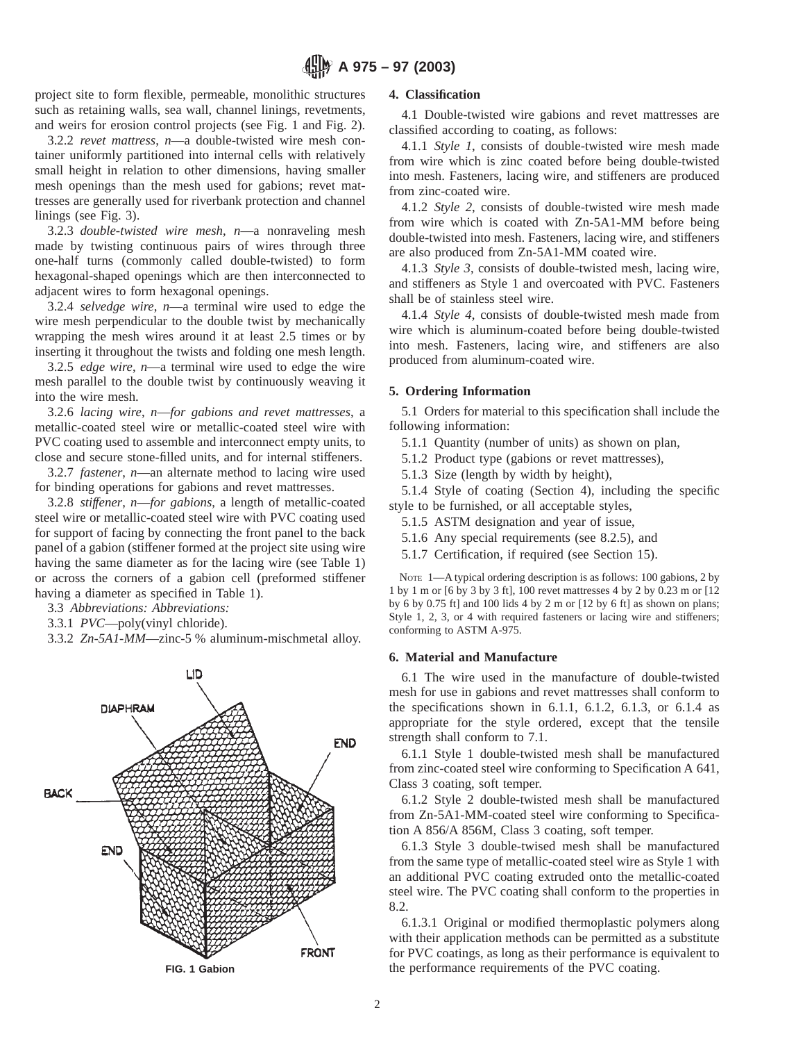project site to form flexible, permeable, monolithic structures such as retaining walls, sea wall, channel linings, revetments, and weirs for erosion control projects (see Fig. 1 and Fig. 2).

3.2.2 *revet mattress*, *n*—a double-twisted wire mesh container uniformly partitioned into internal cells with relatively small height in relation to other dimensions, having smaller mesh openings than the mesh used for gabions; revet mattresses are generally used for riverbank protection and channel linings (see Fig. 3).

3.2.3 *double-twisted wire mesh*, *n*—a nonraveling mesh made by twisting continuous pairs of wires through three one-half turns (commonly called double-twisted) to form hexagonal-shaped openings which are then interconnected to adjacent wires to form hexagonal openings.

3.2.4 *selvedge wire*, *n*—a terminal wire used to edge the wire mesh perpendicular to the double twist by mechanically wrapping the mesh wires around it at least 2.5 times or by inserting it throughout the twists and folding one mesh length.

3.2.5 *edge wire*, *n*—a terminal wire used to edge the wire mesh parallel to the double twist by continuously weaving it into the wire mesh.

3.2.6 *lacing wire*, *n*—*for gabions and revet mattresses*, a metallic-coated steel wire or metallic-coated steel wire with PVC coating used to assemble and interconnect empty units, to close and secure stone-filled units, and for internal stiffeners.

3.2.7 *fastener*, *n*—an alternate method to lacing wire used for binding operations for gabions and revet mattresses.

3.2.8 *stiffener*, *n*—*for gabions*, a length of metallic-coated steel wire or metallic-coated steel wire with PVC coating used for support of facing by connecting the front panel to the back panel of a gabion (stiffener formed at the project site using wire having the same diameter as for the lacing wire (see Table 1) or across the corners of a gabion cell (preformed stiffener having a diameter as specified in Table 1).

3.3 *Abbreviations: Abbreviations:*

3.3.1 *PVC*—poly(vinyl chloride).

3.3.2 *Zn-5A1-MM*—zinc-5 % aluminum-mischmetal alloy.

FIG. 1 Gabion

## 4. Classification

4.1 Double-twisted wire gabions and revet mattresses are classified according to coating, as follows:

4.1.1 *Style 1*, consists of double-twisted wire mesh made from wire which is zinc coated before being double-twisted into mesh. Fasteners, lacing wire, and stiffeners are produced from zinc-coated wire.

4.1.2 *Style 2*, consists of double-twisted wire mesh made from wire which is coated with Zn-5A1-MM before being double-twisted into mesh. Fasteners, lacing wire, and stiffeners are also produced from Zn-5A1-MM coated wire.

4.1.3 *Style 3*, consists of double-twisted mesh, lacing wire, and stiffeners as Style 1 and overcoated with PVC. Fasteners shall be of stainless steel wire.

4.1.4 *Style 4*, consists of double-twisted mesh made from wire which is aluminum-coated before being double-twisted into mesh. Fasteners, lacing wire, and stiffeners are also produced from aluminum-coated wire.

## 5. Ordering Information

5.1 Orders for material to this specification shall include the following information:

5.1.1 Quantity (number of units) as shown on plan,

5.1.2 Product type (gabions or revet mattresses),

5.1.3 Size (length by width by height),

5.1.4 Style of coating (Section 4), including the specific style to be furnished, or all acceptable styles,

5.1.5 ASTM designation and year of issue,

5.1.6 Any special requirements (see 8.2.5), and

5.1.7 Certification, if required (see Section 15).

NOTE 1—A typical ordering description is as follows: 100 gabions, 2 by 1 by 1 m or [6 by 3 by 3 ft], 100 revet mattresses 4 by 2 by 0.23 m or [12 by 6 by 0.75 ft] and 100 lids 4 by 2 m or [12 by 6 ft] as shown on plans; Style 1, 2, 3, or 4 with required fasteners or lacing wire and stiffeners; conforming to ASTM A-975.

## 6. Material and Manufacture

6.1 The wire used in the manufacture of double-twisted mesh for use in gabions and revet mattresses shall conform to the specifications shown in 6.1.1, 6.1.2, 6.1.3, or 6.1.4 as appropriate for the style ordered, except that the tensile strength shall conform to 7.1.

6.1.1 Style 1 double-twisted mesh shall be manufactured from zinc-coated steel wire conforming to Specification A 641, Class 3 coating, soft temper.

6.1.2 Style 2 double-twisted mesh shall be manufactured from Zn-5A1-MM-coated steel wire conforming to Specification A 856/A 856M, Class 3 coating, soft temper.

6.1.3 Style 3 double-twised mesh shall be manufactured from the same type of metallic-coated steel wire as Style 1 with an additional PVC coating extruded onto the metallic-coated steel wire. The PVC coating shall conform to the properties in 8.2.

6.1.3.1 Original or modified thermoplastic polymers along with their application methods can be permitted as a substitute for PVC coatings, as long as their performance is equivalent to the performance requirements of the PVC coating.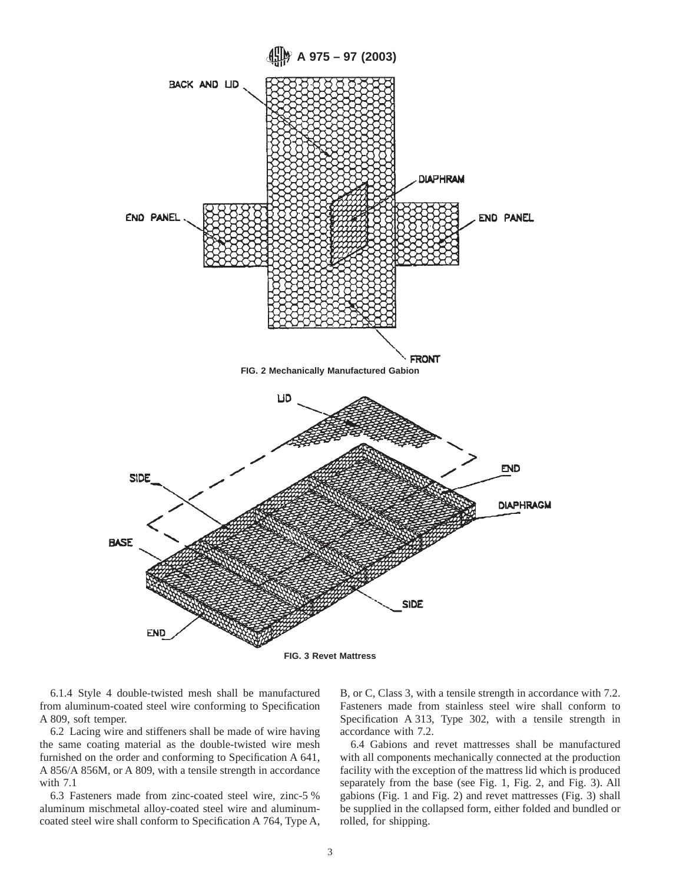FIG. 2 Mechanically Manufactured Gabion

FIG. 3 Revet Mattress

6.1.4 Style 4 double-twisted mesh shall be manufactured from aluminum-coated steel wire conforming to Specification A 809, soft temper.

6.2 Lacing wire and stiffeners shall be made of wire having the same coating material as the double-twisted wire mesh furnished on the order and conforming to Specification A 641, A 856/A 856M, or A 809, with a tensile strength in accordance with 7.1

6.3 Fasteners made from zinc-coated steel wire, zinc-5 % aluminum mischmetal alloy-coated steel wire and aluminum-coated steel wire shall conform to Specification A 764, Type A, B, or C, Class 3, with a tensile strength in accordance with 7.2. Fasteners made from stainless steel wire shall conform to Specification A 313, Type 302, with a tensile strength in accordance with 7.2.

6.4 Gabions and revet mattresses shall be manufactured with all components mechanically connected at the production facility with the exception of the mattress lid which is produced separately from the base (see Fig. 1, Fig. 2, and Fig. 3). All gabions (Fig. 1 and Fig. 2) and revet mattresses (Fig. 3) shall be supplied in the collapsed form, either folded and bundled or rolled, for shipping.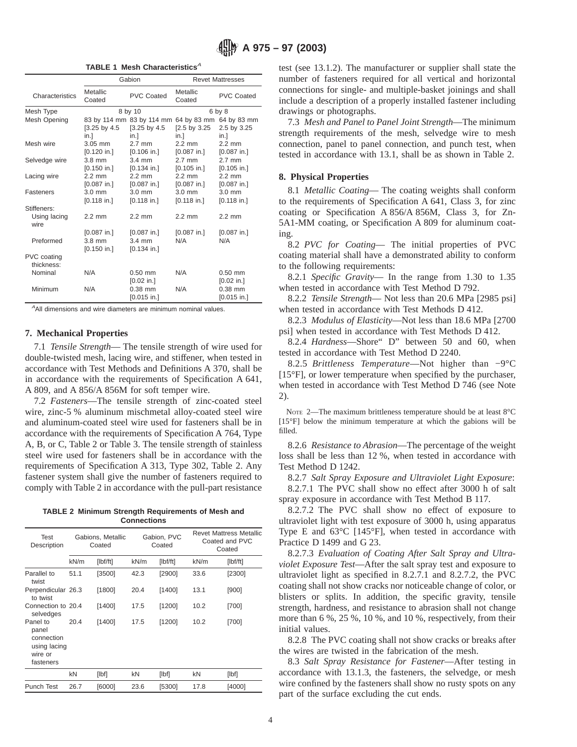**TABLE 1 Mesh Characteristics**[A]

| Characteristics | Gabion | | Revet Mattresses | |
|---|---|---|---|---|
| | Metallic Coated | PVC Coated | Metallic Coated | PVC Coated |
| Mesh Type | 8 by 10 | | 6 by 8 | |
| Mesh Opening | 83 by 114 mm [3.25 by 4.5 in.] | 83 by 114 mm [3.25 by 4.5 in.] | 64 by 83 mm [2.5 by 3.25 in.] | 64 by 83 mm 2.5 by 3.25 in.] |
| Mesh wire | 3.05 mm [0.120 in.] | 2.7 mm [0.106 in.] | 2.2 mm [0.087 in.] | 2.2 mm [0.087 in.] |
| Selvedge wire | 3.8 mm [0.150 in.] | 3.4 mm [0.134 in.] | 2.7 mm [0.105 in.] | 2.7 mm [0.105 in.] |
| Lacing wire | 2.2 mm [0.087 in.] | 2.2 mm [0.087 in.] | 2.2 mm [0.087 in.] | 2.2 mm [0.087 in.] |
| Fasteners | 3.0 mm [0.118 in.] | 3.0 mm [0.118 in.] | 3.0 mm [0.118 in.] | 3.0 mm [0.118 in.] |
| Stiffeners: | | | | |
| Using lacing wire | 2.2 mm [0.087 in.] | 2.2 mm [0.087 in.] | 2.2 mm [0.087 in.] | 2.2 mm [0.087 in.] |
| Preformed | 3.8 mm [0.150 in.] | 3.4 mm [0.134 in.] | N/A | N/A |
| PVC coating thickness: | | | | |
| Nominal | N/A | 0.50 mm [0.02 in.] | N/A | 0.50 mm [0.02 in.] |
| Minimum | N/A | 0.38 mm [0.015 in.] | N/A | 0.38 mm [0.015 in.] |

[A]All dimensions and wire diameters are minimum nominal values.

## 7. Mechanical Properties

7.1 *Tensile Strength*— The tensile strength of wire used for double-twisted mesh, lacing wire, and stiffener, when tested in accordance with Test Methods and Definitions A 370, shall be in accordance with the requirements of Specification A 641, A 809, and A 856/A 856M for soft temper wire.

7.2 *Fasteners*—The tensile strength of zinc-coated steel wire, zinc-5 % aluminum mischmetal alloy-coated steel wire and aluminum-coated steel wire used for fasteners shall be in accordance with the requirements of Specification A 764, Type A, B, or C, Table 2 or Table 3. The tensile strength of stainless steel wire used for fasteners shall be in accordance with the requirements of Specification A 313, Type 302, Table 2. Any fastener system shall give the number of fasteners required to comply with Table 2 in accordance with the pull-part resistance test (see 13.1.2). The manufacturer or supplier shall state the number of fasteners required for all vertical and horizontal connections for single- and multiple-basket joinings and shall include a description of a properly installed fastener including drawings or photographs.

**TABLE 2 Minimum Strength Requirements of Mesh and Connections**

| Test Description | Gabions, Metallic Coated | | Gabion, PVC Coated | | Revet Mattress Metallic Coated and PVC Coated | |
|---|---|---|---|---|---|---|
| | kN/m | [lbf/ft] | kN/m | [lbf/ft] | kN/m | [lbf/ft] |
| Parallel to twist | 51.1 | [3500] | 42.3 | [2900] | 33.6 | [2300] |
| Perpendicular to twist | 26.3 | [1800] | 20.4 | [1400] | 13.1 | [900] |
| Connection to selvedges | 20.4 | [1400] | 17.5 | [1200] | 10.2 | [700] |
| Panel to panel connection using lacing wire or fasteners | 20.4 | [1400] | 17.5 | [1200] | 10.2 | [700] |
| | kN | [lbf] | kN | [lbf] | kN | [lbf] |
| Punch Test | 26.7 | [6000] | 23.6 | [5300] | 17.8 | [4000] |

7.3 *Mesh and Panel to Panel Joint Strength*—The minimum strength requirements of the mesh, selvedge wire to mesh connection, panel to panel connection, and punch test, when tested in accordance with 13.1, shall be as shown in Table 2.

## 8. Physical Properties

8.1 *Metallic Coating*— The coating weights shall conform to the requirements of Specification A 641, Class 3, for zinc coating or Specification A 856/A 856M, Class 3, for Zn-5A1-MM coating, or Specification A 809 for aluminum coating.

8.2 *PVC for Coating*— The initial properties of PVC coating material shall have a demonstrated ability to conform to the following requirements:

8.2.1 *Specific Gravity*— In the range from 1.30 to 1.35 when tested in accordance with Test Method D 792.

8.2.2 *Tensile Strength*— Not less than 20.6 MPa [2985 psi] when tested in accordance with Test Methods D 412.

8.2.3 *Modulus of Elasticity*—Not less than 18.6 MPa [2700 psi] when tested in accordance with Test Methods D 412.

8.2.4 *Hardness*—Shore" D" between 50 and 60, when tested in accordance with Test Method D 2240.

8.2.5 *Brittleness Temperature*—Not higher than −9°C [15°F], or lower temperature when specified by the purchaser, when tested in accordance with Test Method D 746 (see Note 2).

NOTE 2—The maximum brittleness temperature should be at least 8°C [15°F] below the minimum temperature at which the gabions will be filled.

8.2.6 *Resistance to Abrasion*—The percentage of the weight loss shall be less than 12 %, when tested in accordance with Test Method D 1242.

8.2.7 *Salt Spray Exposure and Ultraviolet Light Exposure*:

8.2.7.1 The PVC shall show no effect after 3000 h of salt spray exposure in accordance with Test Method B 117.

8.2.7.2 The PVC shall show no effect of exposure to ultraviolet light with test exposure of 3000 h, using apparatus Type E and 63°C [145°F], when tested in accordance with Practice D 1499 and G 23.

8.2.7.3 *Evaluation of Coating After Salt Spray and Ultraviolet Exposure Test*—After the salt spray test and exposure to ultraviolet light as specified in 8.2.7.1 and 8.2.7.2, the PVC coating shall not show cracks nor noticeable change of color, or blisters or splits. In addition, the specific gravity, tensile strength, hardness, and resistance to abrasion shall not change more than 6 %, 25 %, 10 %, and 10 %, respectively, from their initial values.

8.2.8 The PVC coating shall not show cracks or breaks after the wires are twisted in the fabrication of the mesh.

8.3 *Salt Spray Resistance for Fastener*—After testing in accordance with 13.1.3, the fasteners, the selvedge, or mesh wire confined by the fasteners shall show no rusty spots on any part of the surface excluding the cut ends.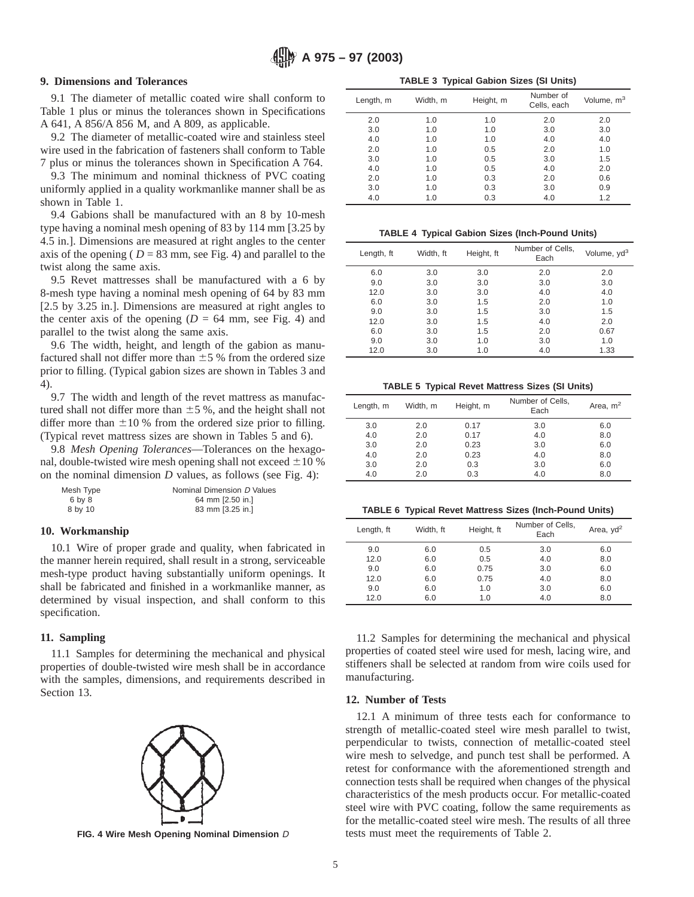## 9. Dimensions and Tolerances

9.1 The diameter of metallic coated wire shall conform to Table 1 plus or minus the tolerances shown in Specifications A 641, A 856/A 856 M, and A 809, as applicable.

9.2 The diameter of metallic-coated wire and stainless steel wire used in the fabrication of fasteners shall conform to Table 7 plus or minus the tolerances shown in Specification A 764.

9.3 The minimum and nominal thickness of PVC coating uniformly applied in a quality workmanlike manner shall be as shown in Table 1.

9.4 Gabions shall be manufactured with an 8 by 10-mesh type having a nominal mesh opening of 83 by 114 mm [3.25 by 4.5 in.]. Dimensions are measured at right angles to the center axis of the opening ( $D$ = 83 mm, see Fig. 4) and parallel to the twist along the same axis.

9.5 Revet mattresses shall be manufactured with a 6 by 8-mesh type having a nominal mesh opening of 64 by 83 mm [2.5 by 3.25 in.]. Dimensions are measured at right angles to the center axis of the opening ($D$ = 64 mm, see Fig. 4) and parallel to the twist along the same axis.

9.6 The width, height, and length of the gabion as manufactured shall not differ more than ±5 % from the ordered size prior to filling. (Typical gabion sizes are shown in Tables 3 and 4).

9.7 The width and length of the revet mattress as manufactured shall not differ more than ±5 %, and the height shall not differ more than ±10 % from the ordered size prior to filling. (Typical revet mattress sizes are shown in Tables 5 and 6).

9.8 *Mesh Opening Tolerances*—Tolerances on the hexagonal, double-twisted wire mesh opening shall not exceed ±10 % on the nominal dimension $D$ values, as follows (see Fig. 4):

| Mesh Type | Nominal Dimension $D$ Values |
|---|---|
| 6 by 8 | 64 mm [2.50 in.] |
| 8 by 10 | 83 mm [3.25 in.] |

FIG. 4 Wire Mesh Opening Nominal Dimension $D$

## 10. Workmanship

10.1 Wire of proper grade and quality, when fabricated in the manner herein required, shall result in a strong, serviceable mesh-type product having substantially uniform openings. It shall be fabricated and finished in a workmanlike manner, as determined by visual inspection, and shall conform to this specification.

## 11. Sampling

11.1 Samples for determining the mechanical and physical properties of double-twisted wire mesh shall be in accordance with the samples, dimensions, and requirements described in Section 13.

11.2 Samples for determining the mechanical and physical properties of coated steel wire used for mesh, lacing wire, and stiffeners shall be selected at random from wire coils used for manufacturing.

## 12. Number of Tests

12.1 A minimum of three tests each for conformance to strength of metallic-coated steel wire mesh parallel to twist, perpendicular to twists, connection of metallic-coated steel wire mesh to selvedge, and punch test shall be performed. A retest for conformance with the aforementioned strength and connection tests shall be required when changes of the physical characteristics of the mesh products occur. For metallic-coated steel wire with PVC coating, follow the same requirements as for the metallic-coated steel wire mesh. The results of all three tests must meet the requirements of Table 2.

**TABLE 3 Typical Gabion Sizes (SI Units)**

| Length, m | Width, m | Height, m | Number of Cells, each | Volume, $m^3$ |
|---|---|---|---|---|
| 2.0 | 1.0 | 1.0 | 2.0 | 2.0 |
| 3.0 | 1.0 | 1.0 | 3.0 | 3.0 |
| 4.0 | 1.0 | 1.0 | 4.0 | 4.0 |
| 2.0 | 1.0 | 0.5 | 2.0 | 1.0 |
| 3.0 | 1.0 | 0.5 | 3.0 | 1.5 |
| 4.0 | 1.0 | 0.5 | 4.0 | 2.0 |
| 2.0 | 1.0 | 0.3 | 2.0 | 0.6 |
| 3.0 | 1.0 | 0.3 | 3.0 | 0.9 |
| 4.0 | 1.0 | 0.3 | 4.0 | 1.2 |

**TABLE 4 Typical Gabion Sizes (Inch-Pound Units)**

| Length, ft | Width, ft | Height, ft | Number of Cells, Each | Volume, $yd^3$ |
|---|---|---|---|---|
| 6.0 | 3.0 | 3.0 | 2.0 | 2.0 |
| 9.0 | 3.0 | 3.0 | 3.0 | 3.0 |
| 12.0 | 3.0 | 3.0 | 4.0 | 4.0 |
| 6.0 | 3.0 | 1.5 | 2.0 | 1.0 |
| 9.0 | 3.0 | 1.5 | 3.0 | 1.5 |
| 12.0 | 3.0 | 1.5 | 4.0 | 2.0 |
| 6.0 | 3.0 | 1.5 | 2.0 | 0.67 |
| 9.0 | 3.0 | 1.0 | 3.0 | 1.0 |
| 12.0 | 3.0 | 1.0 | 4.0 | 1.33 |

**TABLE 5 Typical Revet Mattress Sizes (SI Units)**

| Length, m | Width, m | Height, m | Number of Cells, Each | Area, $m^2$ |
|---|---|---|---|---|
| 3.0 | 2.0 | 0.17 | 3.0 | 6.0 |
| 4.0 | 2.0 | 0.17 | 4.0 | 8.0 |
| 3.0 | 2.0 | 0.23 | 3.0 | 6.0 |
| 4.0 | 2.0 | 0.23 | 4.0 | 8.0 |
| 3.0 | 2.0 | 0.3 | 3.0 | 6.0 |
| 4.0 | 2.0 | 0.3 | 4.0 | 8.0 |

**TABLE 6 Typical Revet Mattress Sizes (Inch-Pound Units)**

| Length, ft | Width, ft | Height, ft | Number of Cells, Each | Area, $yd^2$ |
|---|---|---|---|---|
| 9.0 | 6.0 | 0.5 | 3.0 | 6.0 |
| 12.0 | 6.0 | 0.5 | 4.0 | 8.0 |
| 9.0 | 6.0 | 0.75 | 3.0 | 6.0 |
| 12.0 | 6.0 | 0.75 | 4.0 | 8.0 |
| 9.0 | 6.0 | 1.0 | 3.0 | 6.0 |
| 12.0 | 6.0 | 1.0 | 4.0 | 8.0 |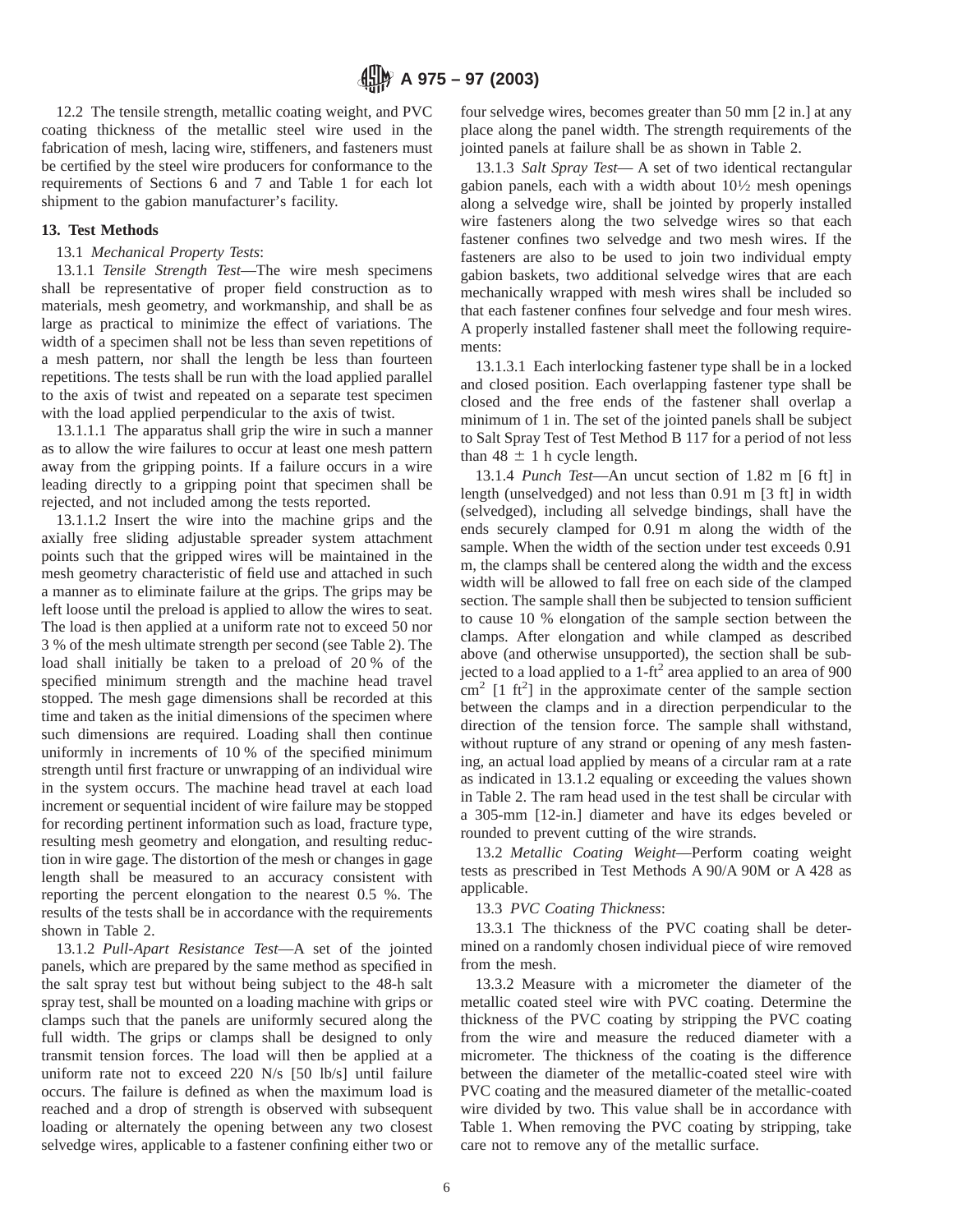12.2 The tensile strength, metallic coating weight, and PVC coating thickness of the metallic steel wire used in the fabrication of mesh, lacing wire, stiffeners, and fasteners must be certified by the steel wire producers for conformance to the requirements of Sections 6 and 7 and Table 1 for each lot shipment to the gabion manufacturer's facility.

## 13. Test Methods

13.1 *Mechanical Property Tests*:

13.1.1 *Tensile Strength Test*—The wire mesh specimens shall be representative of proper field construction as to materials, mesh geometry, and workmanship, and shall be as large as practical to minimize the effect of variations. The width of a specimen shall not be less than seven repetitions of a mesh pattern, nor shall the length be less than fourteen repetitions. The tests shall be run with the load applied parallel to the axis of twist and repeated on a separate test specimen with the load applied perpendicular to the axis of twist.

13.1.1.1 The apparatus shall grip the wire in such a manner as to allow the wire failures to occur at least one mesh pattern away from the gripping points. If a failure occurs in a wire leading directly to a gripping point that specimen shall be rejected, and not included among the tests reported.

13.1.1.2 Insert the wire into the machine grips and the axially free sliding adjustable spreader system attachment points such that the gripped wires will be maintained in the mesh geometry characteristic of field use and attached in such a manner as to eliminate failure at the grips. The grips may be left loose until the preload is applied to allow the wires to seat. The load is then applied at a uniform rate not to exceed 50 nor 3 % of the mesh ultimate strength per second (see Table 2). The load shall initially be taken to a preload of 20 % of the specified minimum strength and the machine head travel stopped. The mesh gage dimensions shall be recorded at this time and taken as the initial dimensions of the specimen where such dimensions are required. Loading shall then continue uniformly in increments of 10 % of the specified minimum strength until first fracture or unwrapping of an individual wire in the system occurs. The machine head travel at each load increment or sequential incident of wire failure may be stopped for recording pertinent information such as load, fracture type, resulting mesh geometry and elongation, and resulting reduction in wire gage. The distortion of the mesh or changes in gage length shall be measured to an accuracy consistent with reporting the percent elongation to the nearest 0.5 %. The results of the tests shall be in accordance with the requirements shown in Table 2.

13.1.2 *Pull-Apart Resistance Test*—A set of the jointed panels, which are prepared by the same method as specified in the salt spray test but without being subject to the 48-h salt spray test, shall be mounted on a loading machine with grips or clamps such that the panels are uniformly secured along the full width. The grips or clamps shall be designed to only transmit tension forces. The load will then be applied at a uniform rate not to exceed 220 N/s [50 lb/s] until failure occurs. The failure is defined as when the maximum load is reached and a drop of strength is observed with subsequent loading or alternately the opening between any two closest selvedge wires, applicable to a fastener confining either two or four selvedge wires, becomes greater than 50 mm [2 in.] at any place along the panel width. The strength requirements of the jointed panels at failure shall be as shown in Table 2.

13.1.3 *Salt Spray Test*— A set of two identical rectangular gabion panels, each with a width about 10½ mesh openings along a selvedge wire, shall be jointed by properly installed wire fasteners along the two selvedge wires so that each fastener confines two selvedge and two mesh wires. If the fasteners are also to be used to join two individual empty gabion baskets, two additional selvedge wires that are each mechanically wrapped with mesh wires shall be included so that each fastener confines four selvedge and four mesh wires. A properly installed fastener shall meet the following requirements:

13.1.3.1 Each interlocking fastener type shall be in a locked and closed position. Each overlapping fastener type shall be closed and the free ends of the fastener shall overlap a minimum of 1 in. The set of the jointed panels shall be subject to Salt Spray Test of Test Method B 117 for a period of not less than $48 \pm 1$ h cycle length.

13.1.4 *Punch Test*—An uncut section of 1.82 m [6 ft] in length (unselvedged) and not less than 0.91 m [3 ft] in width (selvedged), including all selvedge bindings, shall have the ends securely clamped for 0.91 m along the width of the sample. When the width of the section under test exceeds 0.91 m, the clamps shall be centered along the width and the excess width will be allowed to fall free on each side of the clamped section. The sample shall then be subjected to tension sufficient to cause 10 % elongation of the sample section between the clamps. After elongation and while clamped as described above (and otherwise unsupported), the section shall be subjected to a load applied to a 1-ft$^2$ area applied to an area of 900 cm$^2$ [1 ft$^2$] in the approximate center of the sample section between the clamps and in a direction perpendicular to the direction of the tension force. The sample shall withstand, without rupture of any strand or opening of any mesh fastening, an actual load applied by means of a circular ram at a rate as indicated in 13.1.2 equaling or exceeding the values shown in Table 2. The ram head used in the test shall be circular with a 305-mm [12-in.] diameter and have its edges beveled or rounded to prevent cutting of the wire strands.

13.2 *Metallic Coating Weight*—Perform coating weight tests as prescribed in Test Methods A 90/A 90M or A 428 as applicable.

13.3 *PVC Coating Thickness*:

13.3.1 The thickness of the PVC coating shall be determined on a randomly chosen individual piece of wire removed from the mesh.

13.3.2 Measure with a micrometer the diameter of the metallic coated steel wire with PVC coating. Determine the thickness of the PVC coating by stripping the PVC coating from the wire and measure the reduced diameter with a micrometer. The thickness of the coating is the difference between the diameter of the metallic-coated steel wire with PVC coating and the measured diameter of the metallic-coated wire divided by two. This value shall be in accordance with Table 1. When removing the PVC coating by stripping, take care not to remove any of the metallic surface.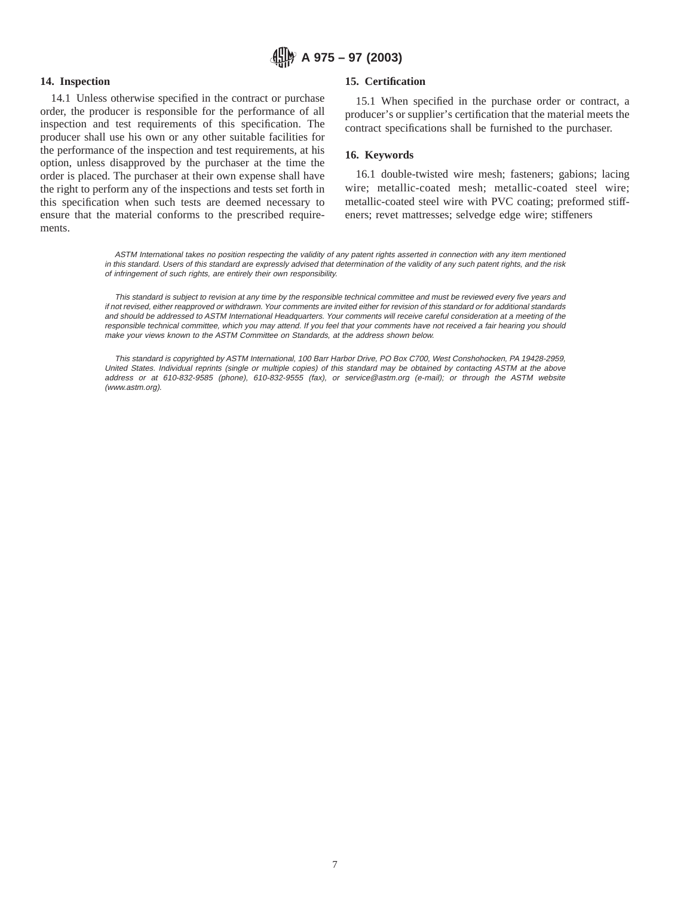## 14. Inspection

14.1 Unless otherwise specified in the contract or purchase order, the producer is responsible for the performance of all inspection and test requirements of this specification. The producer shall use his own or any other suitable facilities for the performance of the inspection and test requirements, at his option, unless disapproved by the purchaser at the time the order is placed. The purchaser at their own expense shall have the right to perform any of the inspections and tests set forth in this specification when such tests are deemed necessary to ensure that the material conforms to the prescribed requirements.

## 15. Certification

15.1 When specified in the purchase order or contract, a producer's or supplier's certification that the material meets the contract specifications shall be furnished to the purchaser.

## 16. Keywords

16.1 double-twisted wire mesh; fasteners; gabions; lacing wire; metallic-coated mesh; metallic-coated steel wire; metallic-coated steel wire with PVC coating; preformed stiffeners; revet mattresses; selvedge edge wire; stiffeners

*ASTM International takes no position respecting the validity of any patent rights asserted in connection with any item mentioned in this standard. Users of this standard are expressly advised that determination of the validity of any such patent rights, and the risk of infringement of such rights, are entirely their own responsibility.*

*This standard is subject to revision at any time by the responsible technical committee and must be reviewed every five years and if not revised, either reapproved or withdrawn. Your comments are invited either for revision of this standard or for additional standards and should be addressed to ASTM International Headquarters. Your comments will receive careful consideration at a meeting of the responsible technical committee, which you may attend. If you feel that your comments have not received a fair hearing you should make your views known to the ASTM Committee on Standards, at the address shown below.*

*This standard is copyrighted by ASTM International, 100 Barr Harbor Drive, PO Box C700, West Conshohocken, PA 19428-2959, United States. Individual reprints (single or multiple copies) of this standard may be obtained by contacting ASTM at the above address or at 610-832-9585 (phone), 610-832-9555 (fax), or service@astm.org (e-mail); or through the ASTM website (www.astm.org).*